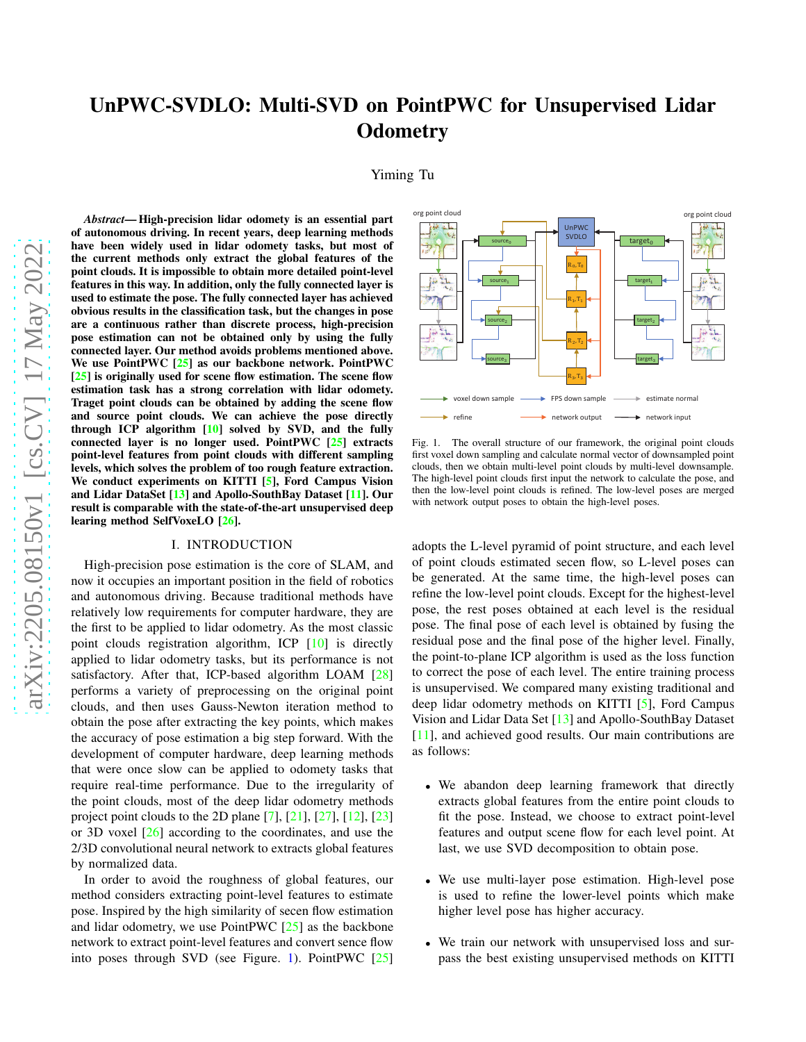# UnPWC-SVDLO: Multi-SVD on PointPWC for Unsupervised Lidar Odometry

Yiming Tu

***Abstract*— High-precision lidar odometry is an essential part of autonomous driving. In recent years, deep learning methods have been widely used in lidar odometry tasks, but most of the current methods only extract the global features of the point clouds. It is impossible to obtain more detailed point-level features in this way. In addition, only the fully connected layer is used to estimate the pose. The fully connected layer has achieved obvious results in the classification task, but the changes in pose are a continuous rather than discrete process, high-precision pose estimation can not be obtained only by using the fully connected layer. Our method avoids problems mentioned above. We use PointPWC [25] as our backbone network. PointPWC [25] is originally used for scene flow estimation. The scene flow estimation task has a strong correlation with lidar odometry. Traget point clouds can be obtained by adding the scene flow and source point clouds. We can achieve the pose directly through ICP algorithm [10] solved by SVD, and the fully connected layer is no longer used. PointPWC [25] extracts point-level features from point clouds with different sampling levels, which solves the problem of too rough feature extraction. We conduct experiments on KITTI [5], Ford Campus Vision and Lidar DataSet [13] and Apollo-SouthBay Dataset [11]. Our result is comparable with the state-of-the-art unsupervised deep learing method SelfVoxeLO [26].**

Fig. 1. The overall structure of our framework, the original point clouds first voxel down sampling and calculate normal vector of downsampled point clouds, then we obtain multi-level point clouds by multi-level downsample. The high-level point clouds first input the network to calculate the pose, and then the low-level point clouds is refined. The low-level poses are merged with network output poses to obtain the high-level poses.

## I. INTRODUCTION

High-precision pose estimation is the core of SLAM, and now it occupies an important position in the field of robotics and autonomous driving. Because traditional methods have relatively low requirements for computer hardware, they are the first to be applied to lidar odometry. As the most classic point clouds registration algorithm, ICP [10] is directly applied to lidar odometry tasks, but its performance is not satisfactory. After that, ICP-based algorithm LOAM [28] performs a variety of preprocessing on the original point clouds, and then uses Gauss-Newton iteration method to obtain the pose after extracting the key points, which makes the accuracy of pose estimation a big step forward. With the development of computer hardware, deep learning methods that were once slow can be applied to odomety tasks that require real-time performance. Due to the irregularity of the point clouds, most of the deep lidar odometry methods project point clouds to the 2D plane [7], [21], [27], [12], [23] or 3D voxel [26] according to the coordinates, and use the 2/3D convolutional neural network to extracts global features by normalized data.

In order to avoid the roughness of global features, our method considers extracting point-level features to estimate pose. Inspired by the high similarity of secen flow estimation and lidar odometry, we use PointPWC [25] as the backbone network to extract point-level features and convert sence flow into poses through SVD (see Figure. 1). PointPWC [25] adopts the L-level pyramid of point structure, and each level of point clouds estimated secen flow, so L-level poses can be generated. At the same time, the high-level poses can refine the low-level point clouds. Except for the highest-level pose, the rest poses obtained at each level is the residual pose. The final pose of each level is obtained by fusing the residual pose and the final pose of the higher level. Finally, the point-to-plane ICP algorithm is used as the loss function to correct the pose of each level. The entire training process is unsupervised. We compared many existing traditional and deep lidar odometry methods on KITTI [5], Ford Campus Vision and Lidar Data Set [13] and Apollo-SouthBay Dataset [11], and achieved good results. Our main contributions are as follows:

- We abandon deep learning framework that directly extracts global features from the entire point clouds to fit the pose. Instead, we choose to extract point-level features and output scene flow for each level point. At last, we use SVD decomposition to obtain pose.
- We use multi-layer pose estimation. High-level pose is used to refine the lower-level points which make higher level pose has higher accuracy.
- We train our network with unsupervised loss and surpass the best existing unsupervised methods on KITTI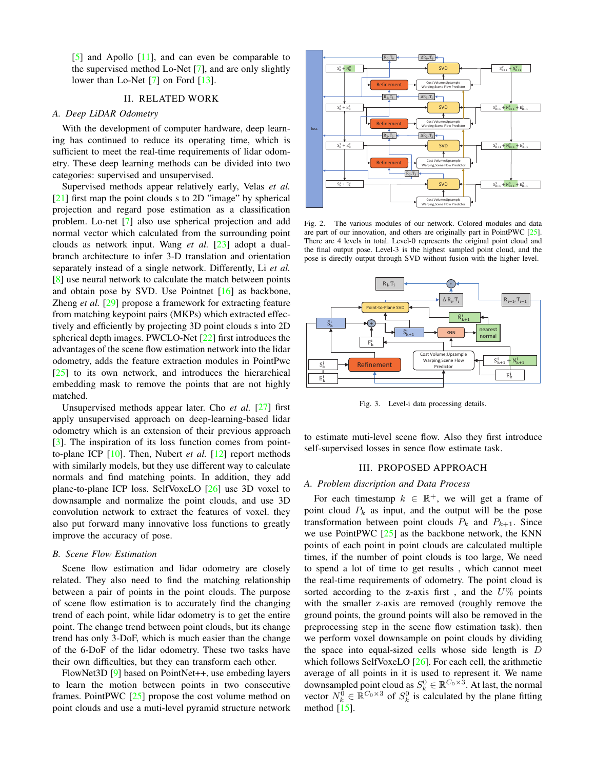[5] and Apollo [11], and can even be comparable to the supervised method Lo-Net [7], and are only slightly lower than Lo-Net [7] on Ford [13].

## II. RELATED WORK

### A. Deep LiDAR Odometry

With the development of computer hardware, deep learning has continued to reduce its operating time, which is sufficient to meet the real-time requirements of lidar odometry. These deep learning methods can be divided into two categories: supervised and unsupervised.

Supervised methods appear relatively early, Velas *et al.* [21] first map the point clouds s to 2D "image" by spherical projection and regard pose estimation as a classification problem. Lo-net [7] also use spherical projection and add normal vector which calculated from the surrounding point clouds as network input. Wang *et al.* [23] adopt a dual-branch architecture to infer 3-D translation and orientation separately instead of a single network. Differently, Li *et al.* [8] use neural network to calculate the match between points and obtain pose by SVD. Use Pointnet [16] as backbone, Zheng *et al.* [29] propose a framework for extracting feature from matching keypoint pairs (MKPs) which extracted effectively and efficiently by projecting 3D point clouds s into 2D spherical depth images. PWCLO-Net [22] first introduces the advantages of the scene flow estimation network into the lidar odometry, adds the feature extraction modules in PointPwc [25] to its own network, and introduces the hierarchical embedding mask to remove the points that are not highly matched.

Unsupervised methods appear later. Cho *et al.* [27] first apply unsupervised approach on deep-learning-based lidar odometry which is an extension of their previous approach [3]. The inspiration of its loss function comes from point-to-plane ICP [10]. Then, Nubert *et al.* [12] report methods with similarly models, but they use different way to calculate normals and find matching points. In addition, they add plane-to-plane ICP loss. SelfVoxeLO [26] use 3D voxel to downsample and normalize the point clouds, and use 3D convolution network to extract the features of voxel. they also put forward many innovative loss functions to greatly improve the accuracy of pose.

### B. Scene Flow Estimation

Scene flow estimation and lidar odometry are closely related. They also need to find the matching relationship between a pair of points in the point clouds. The purpose of scene flow estimation is to accurately find the changing trend of each point, while lidar odometry is to get the entire point. The change trend between point clouds, but its change trend has only 3-DoF, which is much easier than the change of the 6-DoF of the lidar odometry. These two tasks have their own difficulties, but they can transform each other.

FlowNet3D [9] based on PointNet++, use embeding layers to learn the motion between points in two consecutive frames. PointPWC [25] propose the cost volume method on point clouds and use a muti-level pyramid structure network to estimate muti-level scene flow. Also they first introduce self-supervised losses in sence flow estimate task.

Fig. 2. The various modules of our network. Colored modules and data are part of our innovation, and others are originally part in PointPWC [25]. There are 4 levels in total. Level-0 represents the original point cloud and the final output pose. Level-3 is the highest sampled point cloud, and the pose is directly output through SVD without fusion with the higher level.

Fig. 3. Level-i data processing details.

## III. PROPOSED APPROACH

### A. Problem discription and Data Process

For each timestamp $k \in \mathbb{R}^{+}$, we will get a frame of point cloud $P_k$ as input, and the output will be the pose transformation between point clouds $P_k$ and $P_{k+1}$. Since we use PointPWC [25] as the backbone network, the KNN points of each point in point clouds are calculated multiple times, if the number of point clouds is too large, We need to spend a lot of time to get results , which cannot meet the real-time requirements of odometry. The point cloud is sorted according to the z-axis first , and the $U\%$ points with the smaller z-axis are removed (roughly remove the ground points, the ground points will also be removed in the preprocessing step in the scene flow estimation task). then we perform voxel downsample on point clouds by dividing the space into equal-sized cells whose side length is $D$ which follows SelfVoxeLO [26]. For each cell, the arithmetic average of all points in it is used to represent it. We name downsampled point cloud as $S_k^0 \in \mathbb{R}^{C_0 \times 3}$. At last, the normal vector $N_k^0 \in \mathbb{R}^{C_0 \times 3}$ of $S_k^0$ is calculated by the plane fitting method [15].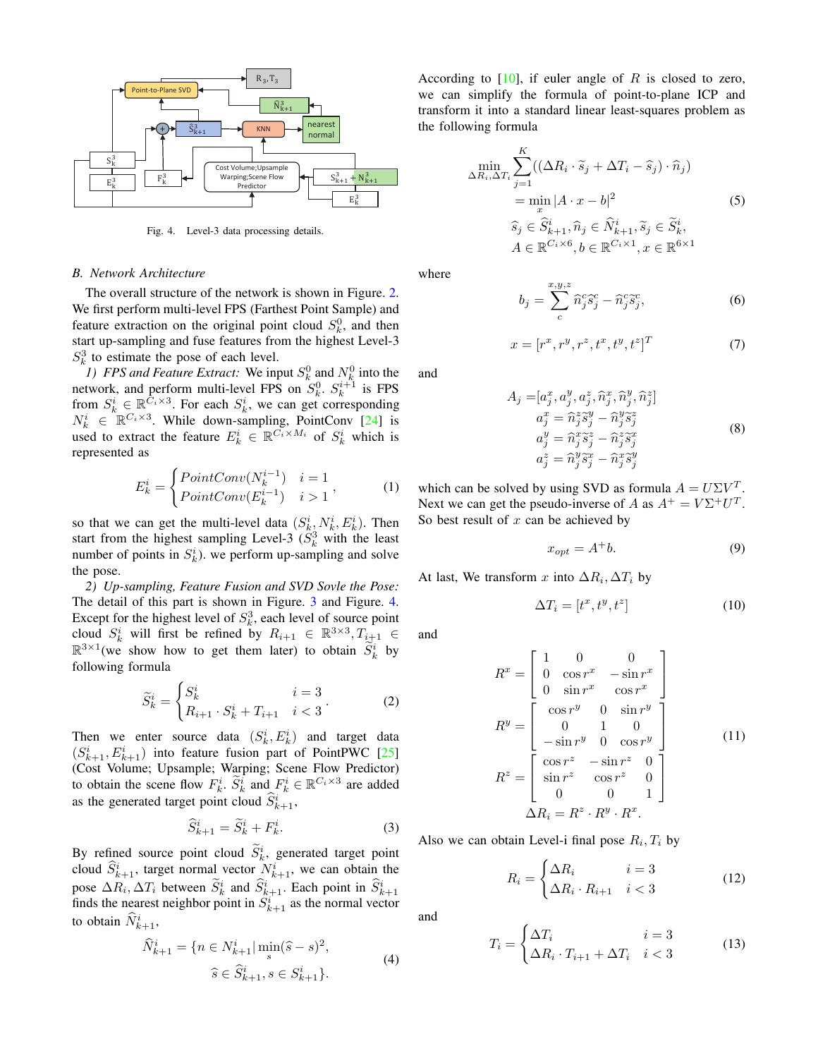Fig. 4. Level-3 data processing details.

### B. Network Architecture

The overall structure of the network is shown in Figure. 2. We first perform multi-level FPS (Farthest Point Sample) and feature extraction on the original point cloud $S_k^0$, and then start up-sampling and fuse features from the highest Level-3 $S_k^3$ to estimate the pose of each level.

*1) FPS and Feature Extract:* We input $S_k^0$ and $N_k^0$ into the network, and perform multi-level FPS on $S_k^0$. $S_k^{i+1}$ is FPS from $S_k^i \in \mathbb{R}^{C_i \times 3}$. For each $S_k^i$, we can get corresponding $N_k^i \in \mathbb{R}^{C_i \times 3}$. While down-sampling, PointConv [24] is used to extract the feature $E_k^i \in \mathbb{R}^{C_i \times M_i}$ of $S_k^i$ which is represented as

$$E_k^i = \begin{cases} PointConv(N_k^{i-1}) & i = 1 \\ PointConv(E_k^{i-1}) & i > 1 \end{cases}, \tag{1}$$

so that we can get the multi-level data $(S_k^i, N_k^i, E_k^i)$. Then start from the highest sampling Level-3 ($S_k^3$ with the least number of points in $S_k^i$). we perform up-sampling and solve the pose.

*2) Up-sampling, Feature Fusion and SVD Sovle the Pose:* The detail of this part is shown in Figure. 3 and Figure. 4. Except for the highest level of $S_k^3$, each level of source point cloud $S_k^i$ will first be refined by $R_{i+1} \in \mathbb{R}^{3\times 3}, T_{i+1} \in \mathbb{R}^{3\times 1}$(we show how to get them later) to obtain $\widetilde{S}_k^i$ by following formula

$$\widetilde{S}_k^i = \begin{cases} S_k^i & i = 3 \\ R_{i+1} \cdot S_k^i + T_{i+1} & i < 3 \end{cases}. \tag{2}$$

Then we enter source data $(S_k^i, E_k^i)$ and target data $(S_{k+1}^i, E_{k+1}^i)$ into feature fusion part of PointPWC [25] (Cost Volume; Upsample; Warping; Scene Flow Predictor) to obtain the scene flow $F_k^i$. $\widetilde{S}_k^i$ and $F_k^i \in \mathbb{R}^{C_i \times 3}$ are added as the generated target point cloud $\widehat{S}_{k+1}^i$,

$$\widehat{S}_{k+1}^i = \widetilde{S}_k^i + F_k^i. \tag{3}$$

By refined source point cloud $\widetilde{S}_k^i$, generated target point cloud $\widehat{S}_{k+1}^i$, target normal vector $N_{k+1}^i$, we can obtain the pose $\Delta R_i, \Delta T_i$ between $\widetilde{S}_k^i$ and $\widehat{S}_{k+1}^i$. Each point in $\widehat{S}_{k+1}^i$ finds the nearest neighbor point in $S_{k+1}^i$ as the normal vector to obtain $\widehat{N}_{k+1}^i$,

$$\begin{aligned} \widehat{N}_{k+1}^i = \{n \in N_{k+1}^i | \min_s (\widehat{s} - s)^2, \\ \widehat{s} \in \widehat{S}_{k+1}^i, s \in S_{k+1}^i\}. \end{aligned} \tag{4}$$

According to [10], if euler angle of $R$ is closed to zero, we can simplify the formula of point-to-plane ICP and transform it into a standard linear least-squares problem as the following formula

$$\begin{aligned} \min_{\Delta R_i, \Delta T_i} & \sum_{j=1}^{K} ((\Delta R_i \cdot \widetilde{s}_j + \Delta T_i - \widehat{s}_j) \cdot \widehat{n}_j) \\ &= \min_x |A \cdot x - b|^2 \\ & \widehat{s}_j \in \widehat{S}_{k+1}^i, \widehat{n}_j \in \widehat{N}_{k+1}^i, \widetilde{s}_j \in \widetilde{S}_k^i, \\ & A \in \mathbb{R}^{C_i \times 6}, b \in \mathbb{R}^{C_i \times 1}, x \in \mathbb{R}^{6\times 1} \end{aligned} \tag{5}$$

where

$$b_j = \sum_c^{x,y,z} \widehat{n}_j^c \widehat{s}_j^c - \widehat{n}_j^c \widetilde{s}_j^c, \tag{6}$$

$$x = [r^x, r^y, r^z, t^x, t^y, t^z]^T \tag{7}$$

and

$$\begin{aligned} A_j =& [a_j^x, a_j^y, a_j^z, \widehat{n}_j^x, \widehat{n}_j^y, \widehat{n}_j^z] \\ a_j^x &= \widehat{n}_j^z \widetilde{s}_j^y - \widehat{n}_j^y \widetilde{s}_j^z \\ a_j^y &= \widehat{n}_j^x \widetilde{s}_j^z - \widehat{n}_j^z \widetilde{s}_j^x \\ a_j^z &= \widehat{n}_j^y \widetilde{s}_j^x - \widehat{n}_j^x \widetilde{s}_j^y \end{aligned} \tag{8}$$

which can be solved by using SVD as formula $A = U\Sigma V^T$. Next we can get the pseudo-inverse of $A$ as $A^+ = V\Sigma^+ U^T$. So best result of $x$ can be achieved by

$$x_{opt} = A^+ b. \tag{9}$$

At last, We transform $x$ into $\Delta R_i, \Delta T_i$ by

$$\Delta T_i = [t^x, t^y, t^z] \tag{10}$$

and

$$\begin{aligned} R^x &= \begin{bmatrix} 1 & 0 & 0 \\ 0 & \cos r^x & -\sin r^x \\ 0 & \sin r^x & \cos r^x \end{bmatrix} \\ R^y &= \begin{bmatrix} \cos r^y & 0 & \sin r^y \\ 0 & 1 & 0 \\ -\sin r^y & 0 & \cos r^y \end{bmatrix} \\ R^z &= \begin{bmatrix} \cos r^z & -\sin r^z & 0 \\ \sin r^z & \cos r^z & 0 \\ 0 & 0 & 1 \end{bmatrix} \\ \Delta R_i &= R^z \cdot R^y \cdot R^x. \end{aligned} \tag{11}$$

Also we can obtain Level-i final pose $R_i, T_i$ by

$$R_i = \begin{cases} \Delta R_i & i = 3 \\ \Delta R_i \cdot R_{i+1} & i < 3 \end{cases} \tag{12}$$

and

$$T_i = \begin{cases} \Delta T_i & i = 3 \\ \Delta R_i \cdot T_{i+1} + \Delta T_i & i < 3 \end{cases} \tag{13}$$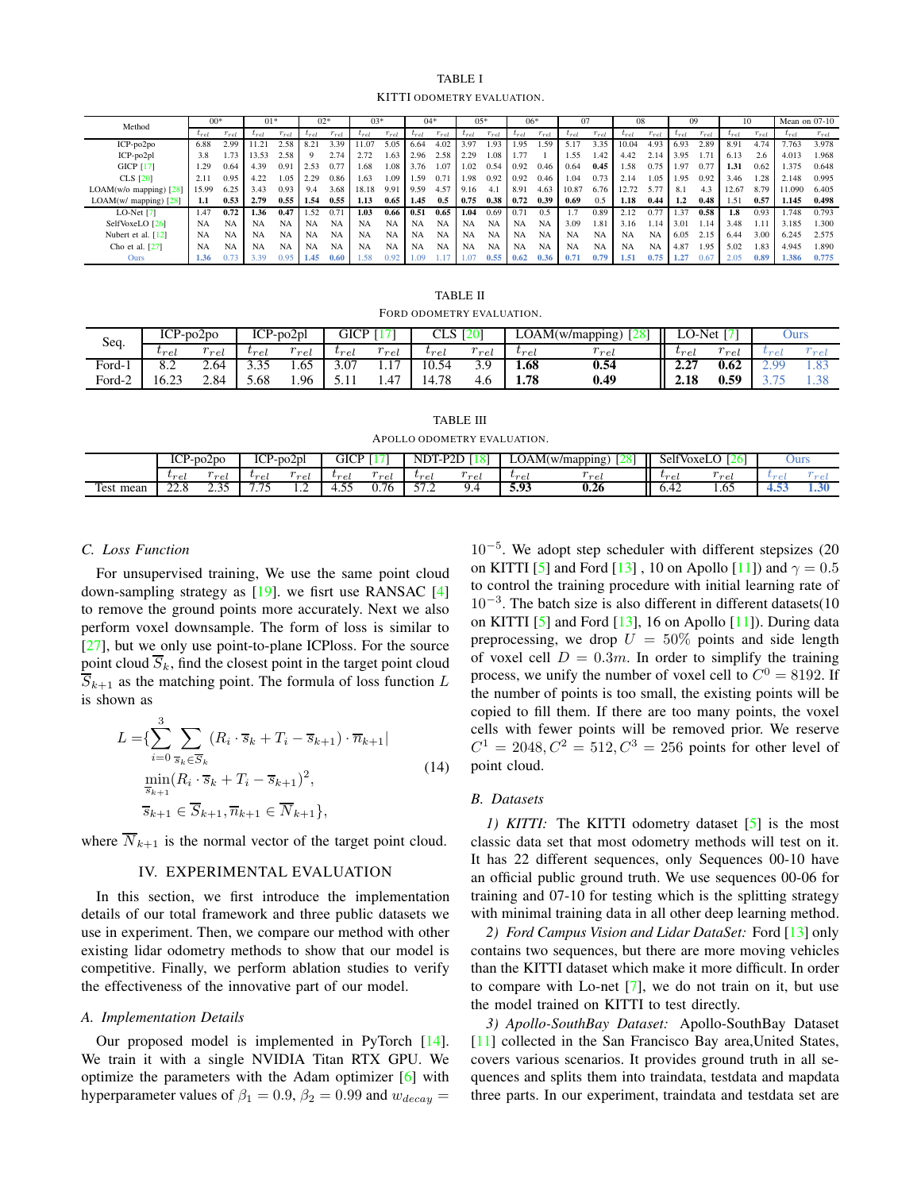TABLE I

KITTI ODOMETRY EVALUATION.

| Method | 00* | | 01* | | 02* | | 03* | | 04* | | 05* | | 06* | | 07 | | 08 | | 09 | | 10 | | Mean on 07-10 | |
|---|---|---|---|---|---|---|---|---|---|---|---|---|---|---|---|---|---|---|---|---|---|---|---|---|
| | $t_{rel}$ | $r_{rel}$ | $t_{rel}$ | $r_{rel}$ | $t_{rel}$ | $r_{rel}$ | $t_{rel}$ | $r_{rel}$ | $t_{rel}$ | $r_{rel}$ | $t_{rel}$ | $r_{rel}$ | $t_{rel}$ | $r_{rel}$ | $t_{rel}$ | $r_{rel}$ | $t_{rel}$ | $r_{rel}$ | $t_{rel}$ | $r_{rel}$ | $t_{rel}$ | $r_{rel}$ | $t_{rel}$ | $r_{rel}$ |
| ICP-po2po | 6.88 | 2.99 | 11.21 | 2.58 | 8.21 | 3.39 | 11.07 | 5.05 | 6.64 | 4.02 | 3.97 | 1.93 | 1.95 | 1.59 | 5.17 | 3.35 | 10.04 | 4.93 | 6.93 | 2.89 | 8.91 | 4.74 | 7.763 | 3.978 |
| ICP-po2pl | 3.8 | 1.73 | 13.53 | 2.58 | 9 | 2.74 | 2.72 | 1.63 | 2.96 | 2.58 | 2.29 | 1.08 | 1.77 | 1 | 1.55 | 1.42 | 4.42 | 2.14 | 3.95 | 1.71 | 6.13 | 2.6 | 4.013 | 1.968 |
| GICP [17] | 1.29 | 0.64 | 4.39 | 0.91 | 2.53 | 0.77 | 1.68 | 1.08 | 3.76 | 1.07 | 1.02 | 0.54 | 0.92 | 0.46 | 0.64 | **0.45** | 1.58 | 0.75 | 1.97 | 0.77 | **1.31** | 0.62 | 1.375 | 0.648 |
| CLS [20] | 2.11 | 0.95 | 4.22 | 1.05 | 2.29 | 0.86 | 1.63 | 1.09 | 1.59 | 0.71 | 1.98 | 0.92 | 0.92 | 0.46 | 1.04 | 0.73 | 2.14 | 1.05 | 1.95 | 0.92 | 3.46 | 1.28 | 2.148 | 0.995 |
| LOAM(w/o mapping) [28] | 15.99 | 6.25 | 3.43 | 0.93 | 9.4 | 3.68 | 18.18 | 9.91 | 9.59 | 4.57 | 9.16 | 4.1 | 8.91 | 4.63 | 10.87 | 6.76 | 12.72 | 5.77 | 8.1 | 4.3 | 12.67 | 8.79 | 11.090 | 6.405 |
| LOAM(w/ mapping) [28] | **1.1** | **0.53** | **2.79** | **0.55** | **1.54** | **0.55** | **1.13** | **0.65** | **1.45** | **0.5** | **0.75** | **0.38** | **0.72** | **0.39** | **0.69** | 0.5 | **1.18** | **0.44** | **1.2** | **0.48** | 1.51 | **0.57** | **1.145** | **0.498** |
| LO-Net [7] | 1.47 | **0.72** | **1.36** | **0.47** | 1.52 | 0.71 | **1.03** | **0.66** | **0.51** | **0.65** | **1.04** | 0.69 | 0.71 | 0.5 | 1.7 | 0.89 | 2.12 | 0.77 | 1.37 | **0.58** | **1.8** | 0.93 | 1.748 | 0.793 |
| SelfVoxeLO [26] | NA | NA | NA | NA | NA | NA | NA | NA | NA | NA | NA | NA | NA | NA | 3.09 | 1.81 | 3.16 | 1.14 | 3.01 | 1.14 | 3.48 | 1.11 | 3.185 | 1.300 |
| Nubert et al. [12] | NA | NA | NA | NA | NA | NA | NA | NA | NA | NA | NA | NA | NA | NA | NA | NA | NA | NA | 6.05 | 2.15 | 6.44 | 3.00 | 6.245 | 2.575 |
| Cho et al. [27] | NA | NA | NA | NA | NA | NA | NA | NA | NA | NA | NA | NA | NA | NA | NA | NA | NA | NA | 4.87 | 1.95 | 5.02 | 1.83 | 4.945 | 1.890 |
| Ours | **1.36** | 0.73 | 3.39 | 0.95 | **1.45** | **0.60** | 1.58 | 0.92 | 1.09 | 1.17 | 1.07 | **0.55** | **0.62** | **0.36** | **0.71** | **0.79** | **1.51** | **0.75** | **1.27** | 0.67 | 2.05 | **0.89** | **1.386** | **0.775** |

TABLE II

FORD ODOMETRY EVALUATION.

| Seq. | ICP-po2po | | ICP-po2pl | | GICP [17] | | CLS [20] | | LOAM(w/mapping) [28] | | LO-Net [7] | | Ours | |
|---|---|---|---|---|---|---|---|---|---|---|---|---|---|---|
| | $t_{rel}$ | $r_{rel}$ | $t_{rel}$ | $r_{rel}$ | $t_{rel}$ | $r_{rel}$ | $t_{rel}$ | $r_{rel}$ | $t_{rel}$ | $r_{rel}$ | $t_{rel}$ | $r_{rel}$ | $t_{rel}$ | $r_{rel}$ |
| Ford-1 | 8.2 | 2.64 | 3.35 | 1.65 | 3.07 | 1.17 | 10.54 | 3.9 | **1.68** | **0.54** | **2.27** | **0.62** | 2.99 | 1.83 |
| Ford-2 | 16.23 | 2.84 | 5.68 | 1.96 | 5.11 | 1.47 | 14.78 | 4.6 | **1.78** | **0.49** | **2.18** | **0.59** | 3.75 | 1.38 |

TABLE III

APOLLO ODOMETRY EVALUATION.

| | ICP-po2po | | ICP-po2pl | | GICP [17] | | NDT-P2D [18] | | LOAM(w/mapping) [28] | | SelfVoxeLO [26] | | Ours | |
|---|---|---|---|---|---|---|---|---|---|---|---|---|---|---|
| | $t_{rel}$ | $r_{rel}$ | $t_{rel}$ | $r_{rel}$ | $t_{rel}$ | $r_{rel}$ | $t_{rel}$ | $r_{rel}$ | $t_{rel}$ | $r_{rel}$ | $t_{rel}$ | $r_{rel}$ | $t_{rel}$ | $r_{rel}$ |
| Test mean | 22.8 | 2.35 | 7.75 | 1.2 | 4.55 | 0.76 | 57.2 | 9.4 | **5.93** | **0.26** | 6.42 | 1.65 | **4.53** | **1.30** |

### C. Loss Function

For unsupervised training, We use the same point cloud down-sampling strategy as [19]. we fisrt use RANSAC [4] to remove the ground points more accurately. Next we also perform voxel downsample. The form of loss is similar to [27], but we only use point-to-plane ICPloss. For the source point cloud $\overline{S}_k$, find the closest point in the target point cloud $\overline{S}_{k+1}$ as the matching point. The formula of loss function $L$ is shown as

$$
\begin{aligned}
L = \{ & \sum_{i=0}^{3} \sum_{\overline{s}_k \in \overline{S}_k} (R_i \cdot \overline{s}_k + T_i - \overline{s}_{k+1}) \cdot \overline{n}_{k+1} | \\
& \min_{\overline{s}_{k+1}} (R_i \cdot \overline{s}_k + T_i - \overline{s}_{k+1})^2, \\
& \overline{s}_{k+1} \in \overline{S}_{k+1}, \overline{n}_{k+1} \in \overline{N}_{k+1} \},
\end{aligned} \tag{14}
$$

where $\overline{N}_{k+1}$ is the normal vector of the target point cloud.

## IV. EXPERIMENTAL EVALUATION

In this section, we first introduce the implementation details of our total framework and three public datasets we use in experiment. Then, we compare our method with other existing lidar odometry methods to show that our model is competitive. Finally, we perform ablation studies to verify the effectiveness of the innovative part of our model.

### A. Implementation Details

Our proposed model is implemented in PyTorch [14]. We train it with a single NVIDIA Titan RTX GPU. We optimize the parameters with the Adam optimizer [6] with hyperparameter values of $\beta_1 = 0.9$, $\beta_2 = 0.99$ and $w_{decay} = 10^{-5}$. We adopt step scheduler with different stepsizes (20 on KITTI [5] and Ford [13] , 10 on Apollo [11]) and $\gamma = 0.5$ to control the training procedure with initial learning rate of $10^{-3}$. The batch size is also different in different datasets(10 on KITTI [5] and Ford [13], 16 on Apollo [11]). During data preprocessing, we drop $U = 50\%$ points and side length of voxel cell $D = 0.3m$. In order to simplify the training process, we unify the number of voxel cell to $C^0 = 8192$. If the number of points is too small, the existing points will be copied to fill them. If there are too many points, the voxel cells with fewer points will be removed prior. We reserve $C^1 = 2048, C^2 = 512, C^3 = 256$ points for other level of point cloud.

### B. Datasets

*1) KITTI:* The KITTI odometry dataset [5] is the most classic data set that most odometry methods will test on it. It has 22 different sequences, only Sequences 00-10 have an official public ground truth. We use sequences 00-06 for training and 07-10 for testing which is the splitting strategy with minimal training data in all other deep learning method.

*2) Ford Campus Vision and Lidar DataSet:* Ford [13] only contains two sequences, but there are more moving vehicles than the KITTI dataset which make it more difficult. In order to compare with Lo-net [7], we do not train on it, but use the model trained on KITTI to test directly.

*3) Apollo-SouthBay Dataset:* Apollo-SouthBay Dataset [11] collected in the San Francisco Bay area,United States, covers various scenarios. It provides ground truth in all sequences and splits them into traindata, testdata and mapdata three parts. In our experiment, traindata and testdata set are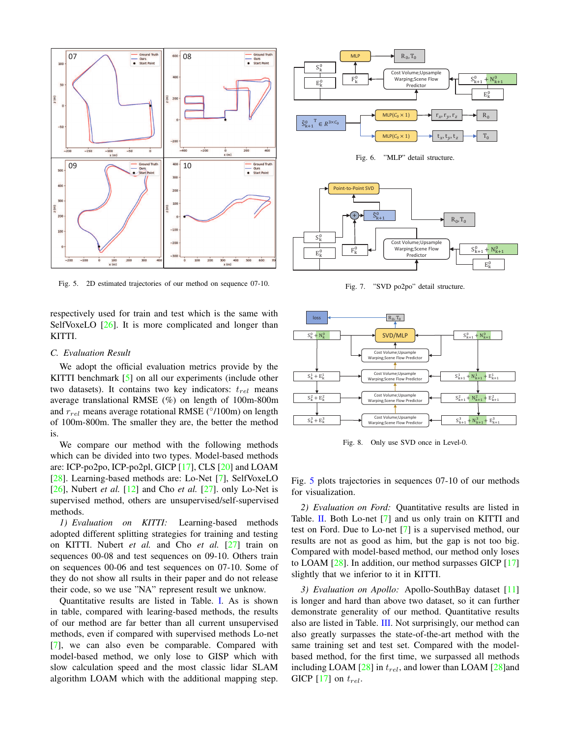Fig. 5. 2D estimated trajectories of our method on sequence 07-10.

Fig. 6. "MLP" detail structure.

Fig. 7. "SVD po2po" detail structure.

Fig. 8. Only use SVD once in Level-0.

respectively used for train and test which is the same with SelfVoxeLO [26]. It is more complicated and longer than KITTI.

### C. Evaluation Result

We adopt the official evaluation metrics provide by the KITTI benchmark [5] on all our experiments (include other two datasets). It contains two key indicators: $t_{rel}$ means average translational RMSE (%) on length of 100m-800m and $r_{rel}$ means average rotational RMSE (°/100m) on length of 100m-800m. The smaller they are, the better the method is.

We compare our method with the following methods which can be divided into two types. Model-based methods are: ICP-po2po, ICP-po2pl, GICP [17], CLS [20] and LOAM [28]. Learning-based methods are: Lo-Net [7], SelfVoxeLO [26], Nubert *et al.* [12] and Cho *et al.* [27]. only Lo-Net is supervised method, others are unsupervised/self-supervised methods.

*1) Evaluation on KITTI:* Learning-based methods adopted different splitting strategies for training and testing on KITTI. Nubert *et al.* and Cho *et al.* [27] train on sequences 00-08 and test sequences on 09-10. Others train on sequences 00-06 and test sequences on 07-10. Some of they do not show all rsults in their paper and do not release their code, so we use "NA" represent result we unknow.

Quantitative results are listed in Table. I. As is shown in table, compared with learing-based methods, the results of our method are far better than all current unsupervised methods, even if compared with supervised methods Lo-net [7], we can also even be comparable. Compared with model-based method, we only lose to GISP which with slow calculation speed and the most classic lidar SLAM algorithm LOAM which with the additional mapping step. Fig. 5 plots trajectories in sequences 07-10 of our methods for visualization.

*2) Evaluation on Ford:* Quantitative results are listed in Table. II. Both Lo-net [7] and us only train on KITTI and test on Ford. Due to Lo-net [7] is a supervised method, our results are not as good as him, but the gap is not too big. Compared with model-based method, our method only loses to LOAM [28]. In addition, our method surpasses GICP [17] slightly that we inferior to it in KITTI.

*3) Evaluation on Apollo:* Apollo-SouthBay dataset [11] is longer and hard than above two dataset, so it can further demonstrate generality of our method. Quantitative results also are listed in Table. III. Not surprisingly, our method can also greatly surpasses the state-of-the-art method with the same training set and test set. Compared with the model-based method, for the first time, we surpassed all methods including LOAM [28] in $t_{rel}$, and lower than LOAM [28]and GICP [17] on $t_{rel}$.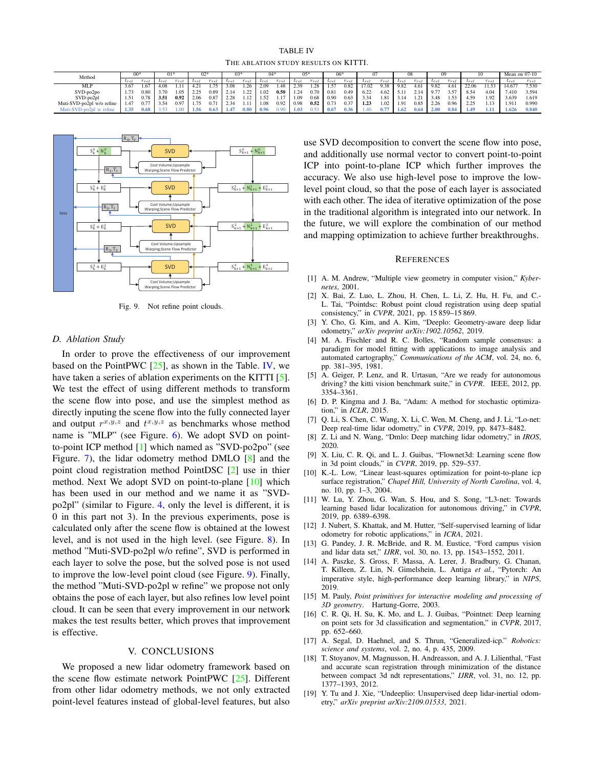TABLE IV
THE ABLATION STUDY RESULTS ON KITTI.

| Method | 00* | | 01* | | 02* | | 03* | | 04* | | 05* | | 06* | | 07 | | 08 | | 09 | | 10 | | Mean on 07-10 | |
|---|---|---|---|---|---|---|---|---|---|---|---|---|---|---|---|---|---|---|---|---|---|---|---|---|
| | $t_{rel}$ | $r_{rel}$ | $t_{rel}$ | $r_{rel}$ | $t_{rel}$ | $r_{rel}$ | $t_{rel}$ | $r_{rel}$ | $t_{rel}$ | $r_{rel}$ | $t_{rel}$ | $r_{rel}$ | $t_{rel}$ | $r_{rel}$ | $t_{rel}$ | $r_{rel}$ | $t_{rel}$ | $r_{rel}$ | $t_{rel}$ | $r_{rel}$ | $t_{rel}$ | $r_{rel}$ | $t_{rel}$ | $r_{rel}$ |
| MLP | 3.67 | 1.67 | 4.08 | 1.11 | 4.21 | 1.75 | 3.08 | 1.26 | 2.09 | 1.48 | 2.39 | 1.28 | 1.57 | 0.82 | 17.02 | 9.38 | 9.82 | 4.61 | 9.82 | 4.61 | 22.06 | 11.53 | 14.677 | 7.530 |
| SVD-po2po | 1.73 | 0.80 | 3.70 | 1.05 | 2.25 | 0.89 | 2.14 | 1.22 | 1.02 | **0.50** | 1.24 | 0.70 | 0.81 | 0.49 | 6.22 | 4.62 | 5.11 | 2.14 | 9.77 | 3.57 | 8.54 | 4.04 | 7.410 | 3.594 |
| SVD-po2pl | 1.51 | 0.78 | **3.51** | **0.92** | 2.06 | 0.87 | 2.28 | 1.12 | 1.52 | 1.17 | 1.09 | 0.68 | 0.90 | 0.63 | 3.34 | 1.81 | 3.14 | 1.21 | 3.48 | 1.53 | 4.59 | 1.92 | 3.639 | 1.619 |
| Muti-SVD-po2pl w/o refine | 1.47 | 0.77 | 3.54 | 0.97 | 1.75 | 0.71 | 2.34 | 1.11 | 1.08 | 0.92 | 0.98 | **0.52** | 0.73 | 0.37 | **1.23** | 1.02 | 1.91 | 0.85 | 2.26 | 0.96 | 2.25 | 1.13 | 1.911 | 0.990 |
| Muti-SVD-po2pl w refine | **1.35** | **0.68** | 3.53 | 1.00 | **1.56** | **0.63** | **1.47** | **0.80** | **0.96** | 0.90 | **1.03** | 0.53 | **0.67** | **0.36** | 1.40 | **0.77** | **1.62** | **0.64** | **2.00** | **0.84** | **1.49** | **1.11** | **1.626** | **0.840** |

Fig. 9. Not refine point clouds.

### D. Ablation Study

In order to prove the effectiveness of our improvement based on the PointPWC [25], as shown in the Table. IV, we have taken a series of ablation experiments on the KITTI [5]. We test the effect of using different methods to transform the scene flow into pose, and use the simplest method as directly inputing the scene flow into the fully connected layer and output $r^{x,y,z}$ and $t^{x,y,z}$ as benchmarks whose method name is "MLP" (see Figure. 6). We adopt SVD on point-to-point ICP method [1] which named as "SVD-po2po" (see Figure. 7), the lidar odometry method DMLO [8] and the point cloud registration method PointDSC [2] use in thier method. Next We adopt SVD on point-to-plane [10] which has been used in our method and we name it as "SVD-po2pl" (similar to Figure. 4, only the level is different, it is 0 in this part not 3). In the previous experiments, pose is calculated only after the scene flow is obtained at the lowest level, and is not used in the high level. (see Figure. 8). In method "Muti-SVD-po2pl w/o refine", SVD is performed in each layer to solve the pose, but the solved pose is not used to improve the low-level point cloud (see Figure. 9). Finally, the method "Muti-SVD-po2pl w refine" we propose not only obtains the pose of each layer, but also refines low level point cloud. It can be seen that every improvement in our network makes the test results better, which proves that improvement is effective.

## V. CONCLUSIONS

We proposed a new lidar odometry framework based on the scene flow estimate network PointPWC [25]. Different from other lidar odometry methods, we not only extracted point-level features instead of global-level features, but also use SVD decomposition to convert the scene flow into pose, and additionally use normal vector to convert point-to-point ICP into point-to-plane ICP which further improves the accuracy. We also use high-level pose to improve the low-level point cloud, so that the pose of each layer is associated with each other. The idea of iterative optimization of the pose in the traditional algorithm is integrated into our network. In the future, we will explore the combination of our method and mapping optimization to achieve further breakthroughs.

## REFERENCES

[1] A. M. Andrew, "Multiple view geometry in computer vision," *Kybernetes*, 2001.

[2] X. Bai, Z. Luo, L. Zhou, H. Chen, L. Li, Z. Hu, H. Fu, and C.-L. Tai, "Pointdsc: Robust point cloud registration using deep spatial consistency," in *CVPR*, 2021, pp. 15 859–15 869.

[3] Y. Cho, G. Kim, and A. Kim, "Deeplo: Geometry-aware deep lidar odometry," *arXiv preprint arXiv:1902.10562*, 2019.

[4] M. A. Fischler and R. C. Bolles, "Random sample consensus: a paradigm for model fitting with applications to image analysis and automated cartography," *Communications of the ACM*, vol. 24, no. 6, pp. 381–395, 1981.

[5] A. Geiger, P. Lenz, and R. Urtasun, "Are we ready for autonomous driving? the kitti vision benchmark suite," in *CVPR*. IEEE, 2012, pp. 3354–3361.

[6] D. P. Kingma and J. Ba, "Adam: A method for stochastic optimization," in *ICLR*, 2015.

[7] Q. Li, S. Chen, C. Wang, X. Li, C. Wen, M. Cheng, and J. Li, "Lo-net: Deep real-time lidar odometry," in *CVPR*, 2019, pp. 8473–8482.

[8] Z. Li and N. Wang, "Dmlo: Deep matching lidar odometry," in *IROS*, 2020.

[9] X. Liu, C. R. Qi, and L. J. Guibas, "Flownet3d: Learning scene flow in 3d point clouds," in *CVPR*, 2019, pp. 529–537.

[10] K.-L. Low, "Linear least-squares optimization for point-to-plane icp surface registration," *Chapel Hill, University of North Carolina*, vol. 4, no. 10, pp. 1–3, 2004.

[11] W. Lu, Y. Zhou, G. Wan, S. Hou, and S. Song, "L3-net: Towards learning based lidar localization for autonomous driving," in *CVPR*, 2019, pp. 6389–6398.

[12] J. Nubert, S. Khattak, and M. Hutter, "Self-supervised learning of lidar odometry for robotic applications," in *ICRA*, 2021.

[13] G. Pandey, J. R. McBride, and R. M. Eustice, "Ford campus vision and lidar data set," *IJRR*, vol. 30, no. 13, pp. 1543–1552, 2011.

[14] A. Paszke, S. Gross, F. Massa, A. Lerer, J. Bradbury, G. Chanan, T. Killeen, Z. Lin, N. Gimelshein, L. Antiga *et al.*, "Pytorch: An imperative style, high-performance deep learning library," in *NIPS*, 2019.

[15] M. Pauly, *Point primitives for interactive modeling and processing of 3D geometry*. Hartung-Gorre, 2003.

[16] C. R. Qi, H. Su, K. Mo, and L. J. Guibas, "Pointnet: Deep learning on point sets for 3d classification and segmentation," in *CVPR*, 2017, pp. 652–660.

[17] A. Segal, D. Haehnel, and S. Thrun, "Generalized-icp." *Robotics: science and systems*, vol. 2, no. 4, p. 435, 2009.

[18] T. Stoyanov, M. Magnusson, H. Andreasson, and A. J. Lilienthal, "Fast and accurate scan registration through minimization of the distance between compact 3d ndt representations," *IJRR*, vol. 31, no. 12, pp. 1377–1393, 2012.

[19] Y. Tu and J. Xie, "Undeeplio: Unsupervised deep lidar-inertial odometry," *arXiv preprint arXiv:2109.01533*, 2021.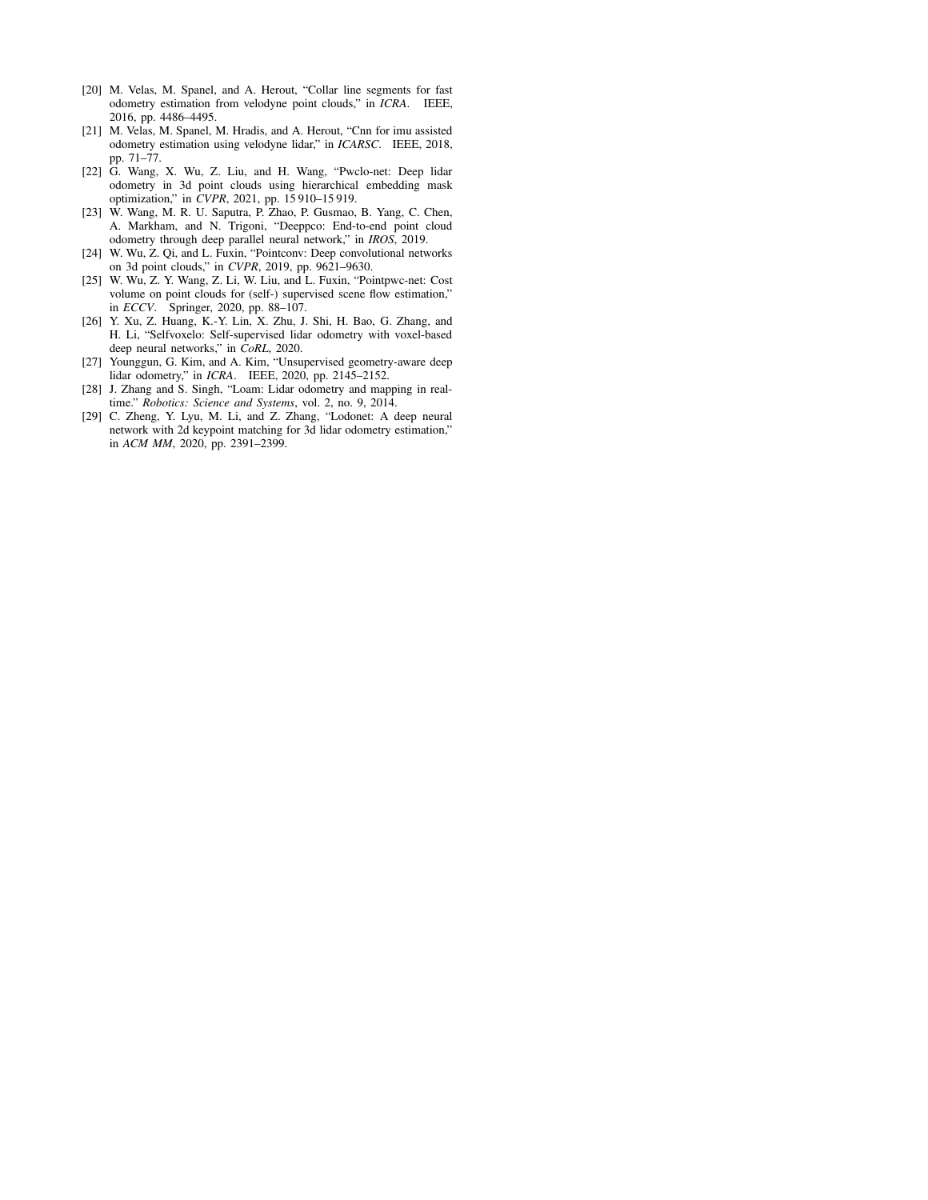[20] M. Velas, M. Spanel, and A. Herout, “Collar line segments for fast odometry estimation from velodyne point clouds,” in *ICRA*. IEEE, 2016, pp. 4486–4495.

[21] M. Velas, M. Spanel, M. Hradis, and A. Herout, “Cnn for imu assisted odometry estimation using velodyne lidar,” in *ICARSC*. IEEE, 2018, pp. 71–77.

[22] G. Wang, X. Wu, Z. Liu, and H. Wang, “Pwclo-net: Deep lidar odometry in 3d point clouds using hierarchical embedding mask optimization,” in *CVPR*, 2021, pp. 15 910–15 919.

[23] W. Wang, M. R. U. Saputra, P. Zhao, P. Gusmao, B. Yang, C. Chen, A. Markham, and N. Trigoni, “Deeppco: End-to-end point cloud odometry through deep parallel neural network,” in *IROS*, 2019.

[24] W. Wu, Z. Qi, and L. Fuxin, “Pointconv: Deep convolutional networks on 3d point clouds,” in *CVPR*, 2019, pp. 9621–9630.

[25] W. Wu, Z. Y. Wang, Z. Li, W. Liu, and L. Fuxin, “Pointpwc-net: Cost volume on point clouds for (self-) supervised scene flow estimation,” in *ECCV*. Springer, 2020, pp. 88–107.

[26] Y. Xu, Z. Huang, K.-Y. Lin, X. Zhu, J. Shi, H. Bao, G. Zhang, and H. Li, “Selfvoxelo: Self-supervised lidar odometry with voxel-based deep neural networks,” in *CoRL*, 2020.

[27] Younggun, G. Kim, and A. Kim, “Unsupervised geometry-aware deep lidar odometry,” in *ICRA*. IEEE, 2020, pp. 2145–2152.

[28] J. Zhang and S. Singh, “Loam: Lidar odometry and mapping in real-time.” *Robotics: Science and Systems*, vol. 2, no. 9, 2014.

[29] C. Zheng, Y. Lyu, M. Li, and Z. Zhang, “Lodonet: A deep neural network with 2d keypoint matching for 3d lidar odometry estimation,” in *ACM MM*, 2020, pp. 2391–2399.